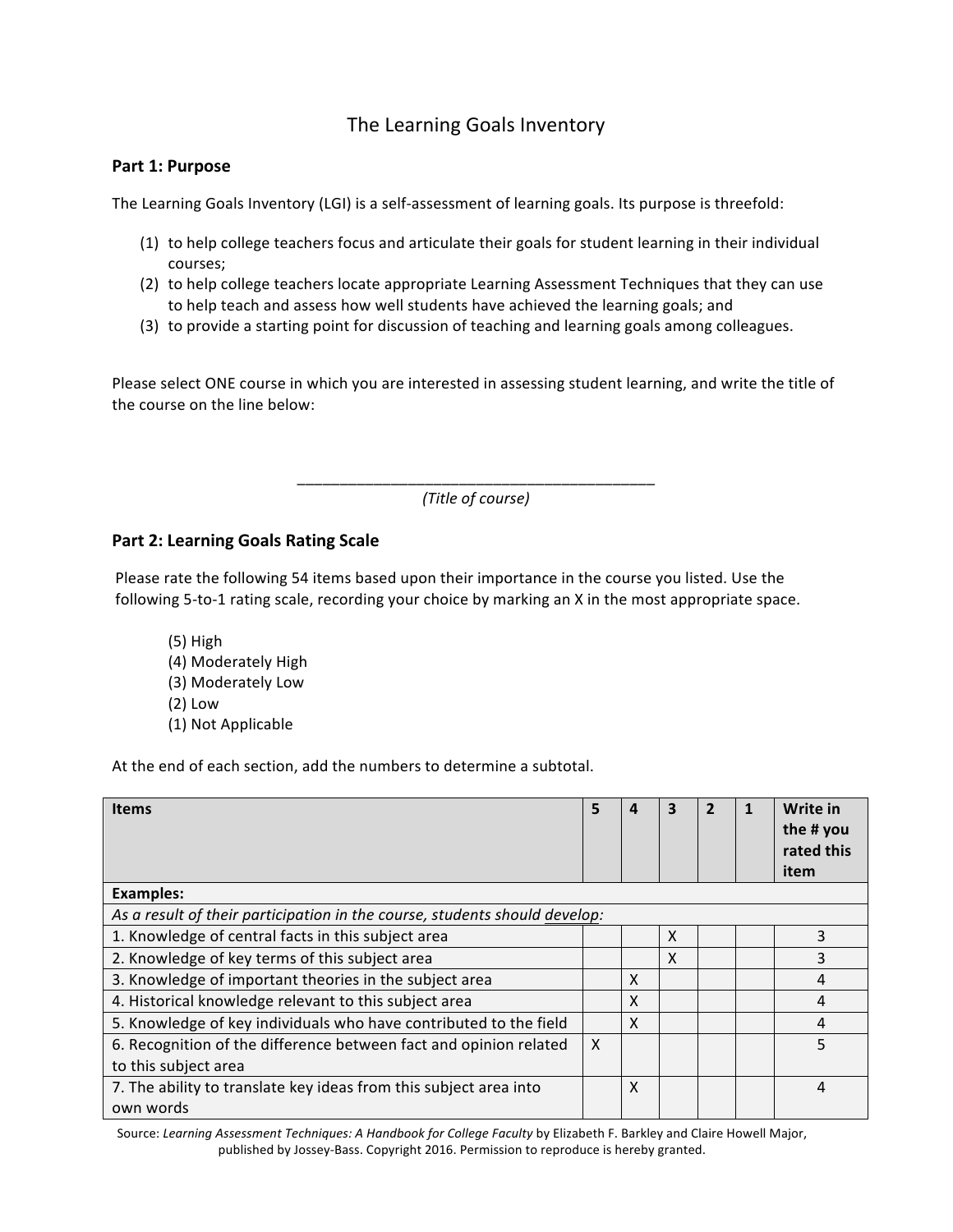# The Learning Goals Inventory

## Part 1: Purpose

The Learning Goals Inventory (LGI) is a self-assessment of learning goals. Its purpose is threefold:

(1) to help college teachers focus and articulate their goals for student learning in their individual courses;
(2) to help college teachers locate appropriate Learning Assessment Techniques that they can use to help teach and assess how well students have achieved the learning goals; and
(3) to provide a starting point for discussion of teaching and learning goals among colleagues.

Please select ONE course in which you are interested in assessing student learning, and write the title of the course on the line below:

___________________________________________

*(Title of course)*

## Part 2: Learning Goals Rating Scale

Please rate the following 54 items based upon their importance in the course you listed. Use the following 5-to-1 rating scale, recording your choice by marking an X in the most appropriate space.

(5) High
(4) Moderately High
(3) Moderately Low
(2) Low
(1) Not Applicable

At the end of each section, add the numbers to determine a subtotal.

| Items | 5 | 4 | 3 | 2 | 1 | Write in the # you rated this item |
|---|---|---|---|---|---|---|
| **Examples:** | | | | | | |
| *As a result of their participation in the course, students should develop:* | | | | | | |
| 1. Knowledge of central facts in this subject area | | | X | | | 3 |
| 2. Knowledge of key terms of this subject area | | | X | | | 3 |
| 3. Knowledge of important theories in the subject area | | X | | | | 4 |
| 4. Historical knowledge relevant to this subject area | | X | | | | 4 |
| 5. Knowledge of key individuals who have contributed to the field | | X | | | | 4 |
| 6. Recognition of the difference between fact and opinion related to this subject area | X | | | | | 5 |
| 7. The ability to translate key ideas from this subject area into own words | | X | | | | 4 |

Source: *Learning Assessment Techniques: A Handbook for College Faculty* by Elizabeth F. Barkley and Claire Howell Major, published by Jossey-Bass. Copyright 2016. Permission to reproduce is hereby granted.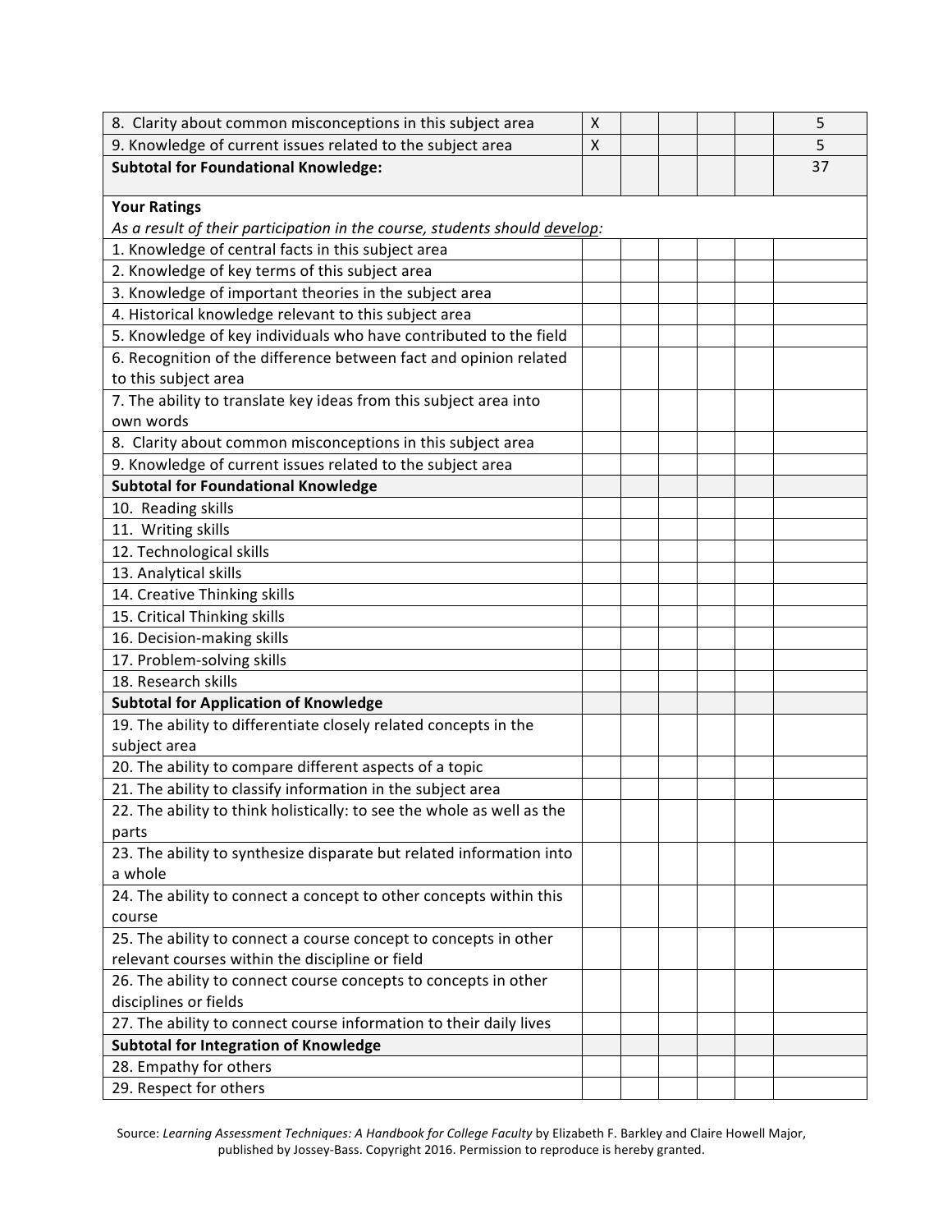| | | | | | | |
|---|---|---|---|---|---|---|
| 8. Clarity about common misconceptions in this subject area | X | | | | | 5 |
| 9. Knowledge of current issues related to the subject area | X | | | | | 5 |
| **Subtotal for Foundational Knowledge:** | | | | | | 37 |
| **Your Ratings**<br>*As a result of their participation in the course, students should develop:* | | | | | | |
| 1. Knowledge of central facts in this subject area | | | | | | |
| 2. Knowledge of key terms of this subject area | | | | | | |
| 3. Knowledge of important theories in the subject area | | | | | | |
| 4. Historical knowledge relevant to this subject area | | | | | | |
| 5. Knowledge of key individuals who have contributed to the field | | | | | | |
| 6. Recognition of the difference between fact and opinion related to this subject area | | | | | | |
| 7. The ability to translate key ideas from this subject area into own words | | | | | | |
| 8. Clarity about common misconceptions in this subject area | | | | | | |
| 9. Knowledge of current issues related to the subject area | | | | | | |
| **Subtotal for Foundational Knowledge** | | | | | | |
| 10. Reading skills | | | | | | |
| 11. Writing skills | | | | | | |
| 12. Technological skills | | | | | | |
| 13. Analytical skills | | | | | | |
| 14. Creative Thinking skills | | | | | | |
| 15. Critical Thinking skills | | | | | | |
| 16. Decision-making skills | | | | | | |
| 17. Problem-solving skills | | | | | | |
| 18. Research skills | | | | | | |
| **Subtotal for Application of Knowledge** | | | | | | |
| 19. The ability to differentiate closely related concepts in the subject area | | | | | | |
| 20. The ability to compare different aspects of a topic | | | | | | |
| 21. The ability to classify information in the subject area | | | | | | |
| 22. The ability to think holistically: to see the whole as well as the parts | | | | | | |
| 23. The ability to synthesize disparate but related information into a whole | | | | | | |
| 24. The ability to connect a concept to other concepts within this course | | | | | | |
| 25. The ability to connect a course concept to concepts in other relevant courses within the discipline or field | | | | | | |
| 26. The ability to connect course concepts to concepts in other disciplines or fields | | | | | | |
| 27. The ability to connect course information to their daily lives | | | | | | |
| **Subtotal for Integration of Knowledge** | | | | | | |
| 28. Empathy for others | | | | | | |
| 29. Respect for others | | | | | | |

Source: *Learning Assessment Techniques: A Handbook for College Faculty* by Elizabeth F. Barkley and Claire Howell Major, published by Jossey-Bass. Copyright 2016. Permission to reproduce is hereby granted.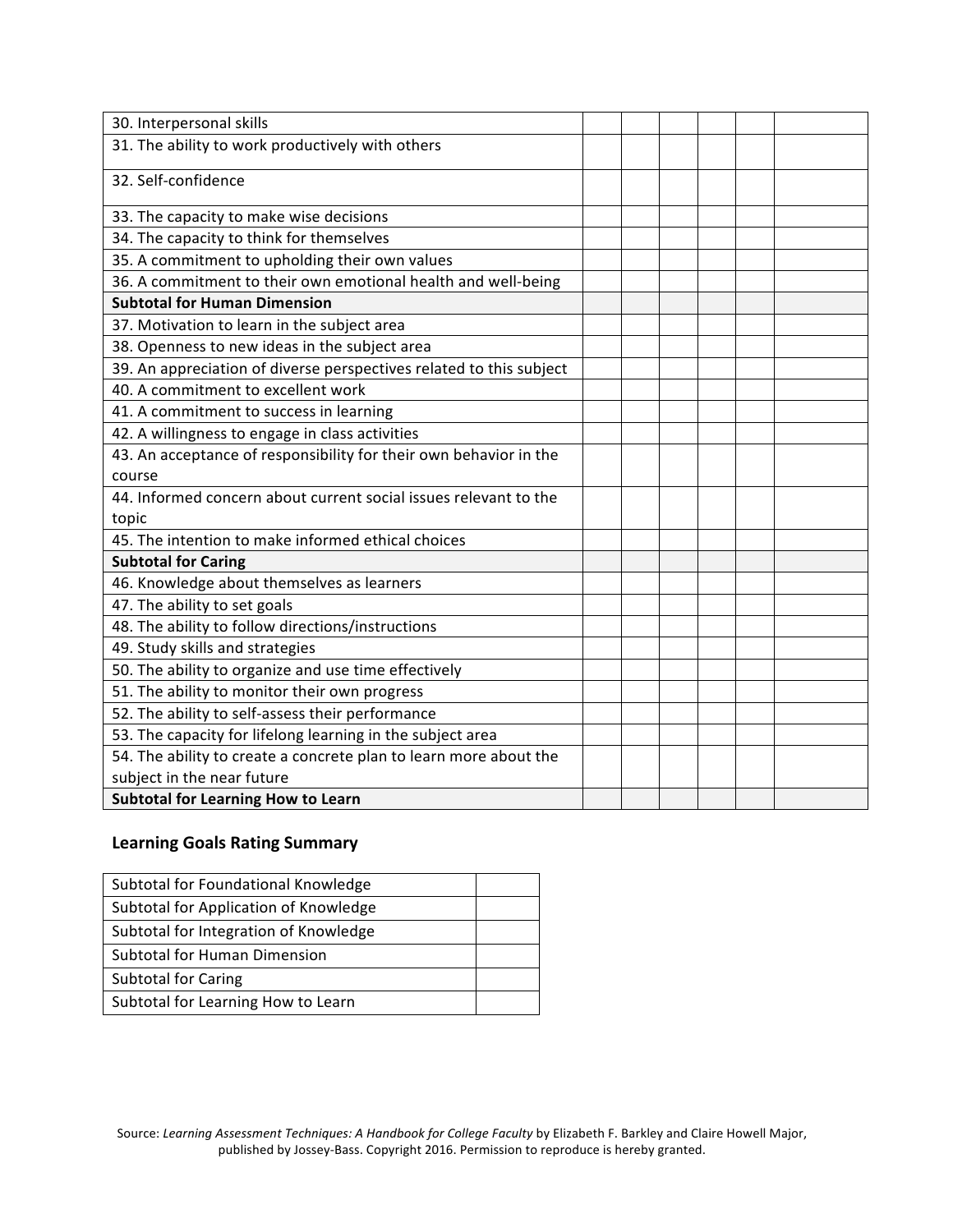| | | | | | | |
|---|---|---|---|---|---|---|
| 30. Interpersonal skills | | | | | | |
| 31. The ability to work productively with others | | | | | | |
| 32. Self-confidence | | | | | | |
| 33. The capacity to make wise decisions | | | | | | |
| 34. The capacity to think for themselves | | | | | | |
| 35. A commitment to upholding their own values | | | | | | |
| 36. A commitment to their own emotional health and well-being | | | | | | |
| **Subtotal for Human Dimension** | | | | | | |
| 37. Motivation to learn in the subject area | | | | | | |
| 38. Openness to new ideas in the subject area | | | | | | |
| 39. An appreciation of diverse perspectives related to this subject | | | | | | |
| 40. A commitment to excellent work | | | | | | |
| 41. A commitment to success in learning | | | | | | |
| 42. A willingness to engage in class activities | | | | | | |
| 43. An acceptance of responsibility for their own behavior in the course | | | | | | |
| 44. Informed concern about current social issues relevant to the topic | | | | | | |
| 45. The intention to make informed ethical choices | | | | | | |
| **Subtotal for Caring** | | | | | | |
| 46. Knowledge about themselves as learners | | | | | | |
| 47. The ability to set goals | | | | | | |
| 48. The ability to follow directions/instructions | | | | | | |
| 49. Study skills and strategies | | | | | | |
| 50. The ability to organize and use time effectively | | | | | | |
| 51. The ability to monitor their own progress | | | | | | |
| 52. The ability to self-assess their performance | | | | | | |
| 53. The capacity for lifelong learning in the subject area | | | | | | |
| 54. The ability to create a concrete plan to learn more about the subject in the near future | | | | | | |
| **Subtotal for Learning How to Learn** | | | | | | |

## Learning Goals Rating Summary

| | |
|---|---|
| Subtotal for Foundational Knowledge | |
| Subtotal for Application of Knowledge | |
| Subtotal for Integration of Knowledge | |
| Subtotal for Human Dimension | |
| Subtotal for Caring | |
| Subtotal for Learning How to Learn | |

Source: *Learning Assessment Techniques: A Handbook for College Faculty* by Elizabeth F. Barkley and Claire Howell Major, published by Jossey-Bass. Copyright 2016. Permission to reproduce is hereby granted.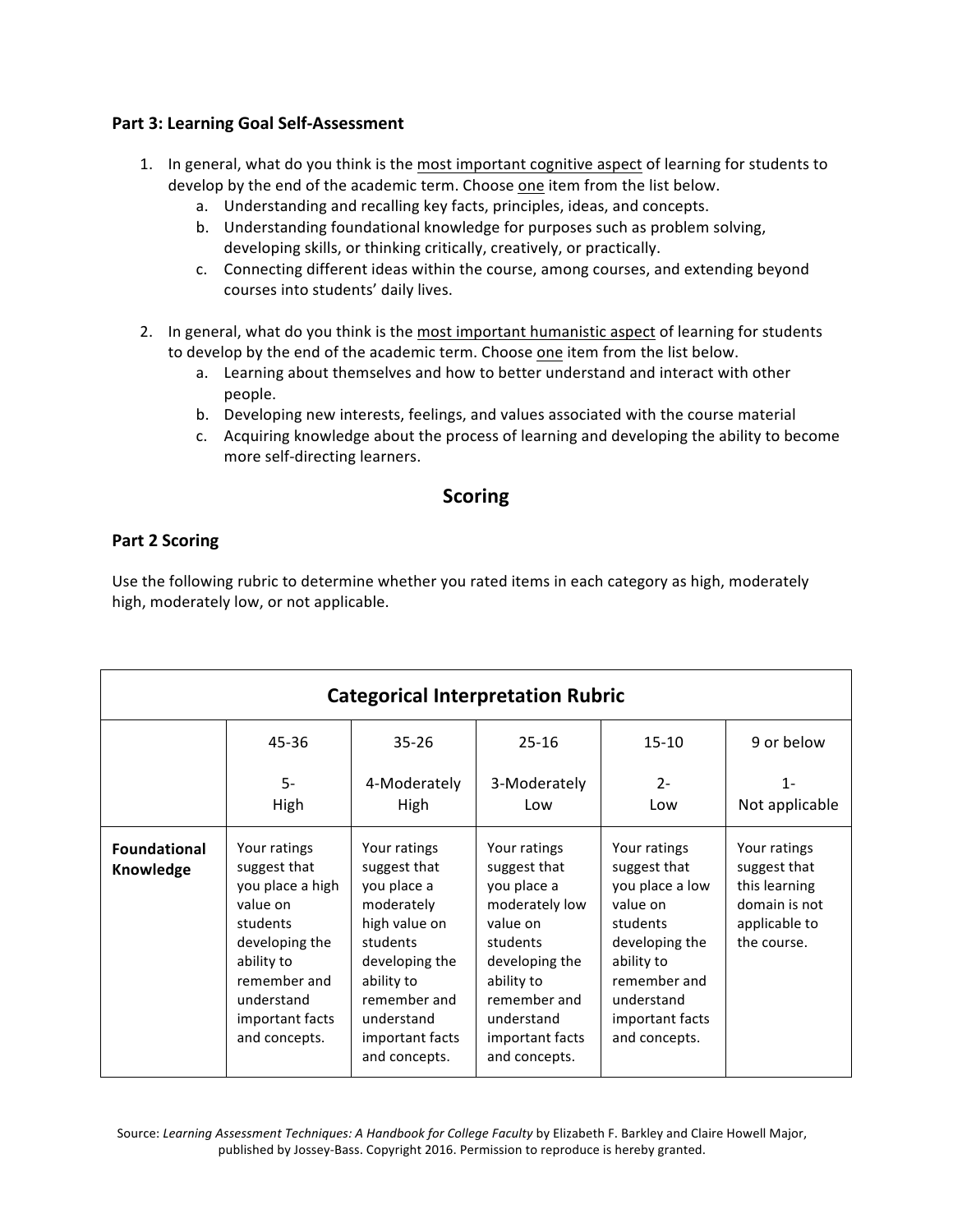### Part 3: Learning Goal Self-Assessment

1. In general, what do you think is the <u>most important cognitive aspect</u> of learning for students to develop by the end of the academic term. Choose <u>one</u> item from the list below.
   a. Understanding and recalling key facts, principles, ideas, and concepts.
   b. Understanding foundational knowledge for purposes such as problem solving, developing skills, or thinking critically, creatively, or practically.
   c. Connecting different ideas within the course, among courses, and extending beyond courses into students' daily lives.

2. In general, what do you think is the <u>most important humanistic aspect</u> of learning for students to develop by the end of the academic term. Choose <u>one</u> item from the list below.
   a. Learning about themselves and how to better understand and interact with other people.
   b. Developing new interests, feelings, and values associated with the course material
   c. Acquiring knowledge about the process of learning and developing the ability to become more self-directing learners.

## Scoring

### Part 2 Scoring

Use the following rubric to determine whether you rated items in each category as high, moderately high, moderately low, or not applicable.

**Categorical Interpretation Rubric**

| | 45-36<br>5-<br>High | 35-26<br>4-Moderately High | 25-16<br>3-Moderately Low | 15-10<br>2-<br>Low | 9 or below<br>1-<br>Not applicable |
|---|---|---|---|---|---|
| **Foundational Knowledge** | Your ratings suggest that you place a high value on students developing the ability to remember and understand important facts and concepts. | Your ratings suggest that you place a moderately high value on students developing the ability to remember and understand important facts and concepts. | Your ratings suggest that you place a moderately low value on students developing the ability to remember and understand important facts and concepts. | Your ratings suggest that you place a low value on students developing the ability to remember and understand important facts and concepts. | Your ratings suggest that this learning domain is not applicable to the course. |

Source: *Learning Assessment Techniques: A Handbook for College Faculty* by Elizabeth F. Barkley and Claire Howell Major, published by Jossey-Bass. Copyright 2016. Permission to reproduce is hereby granted.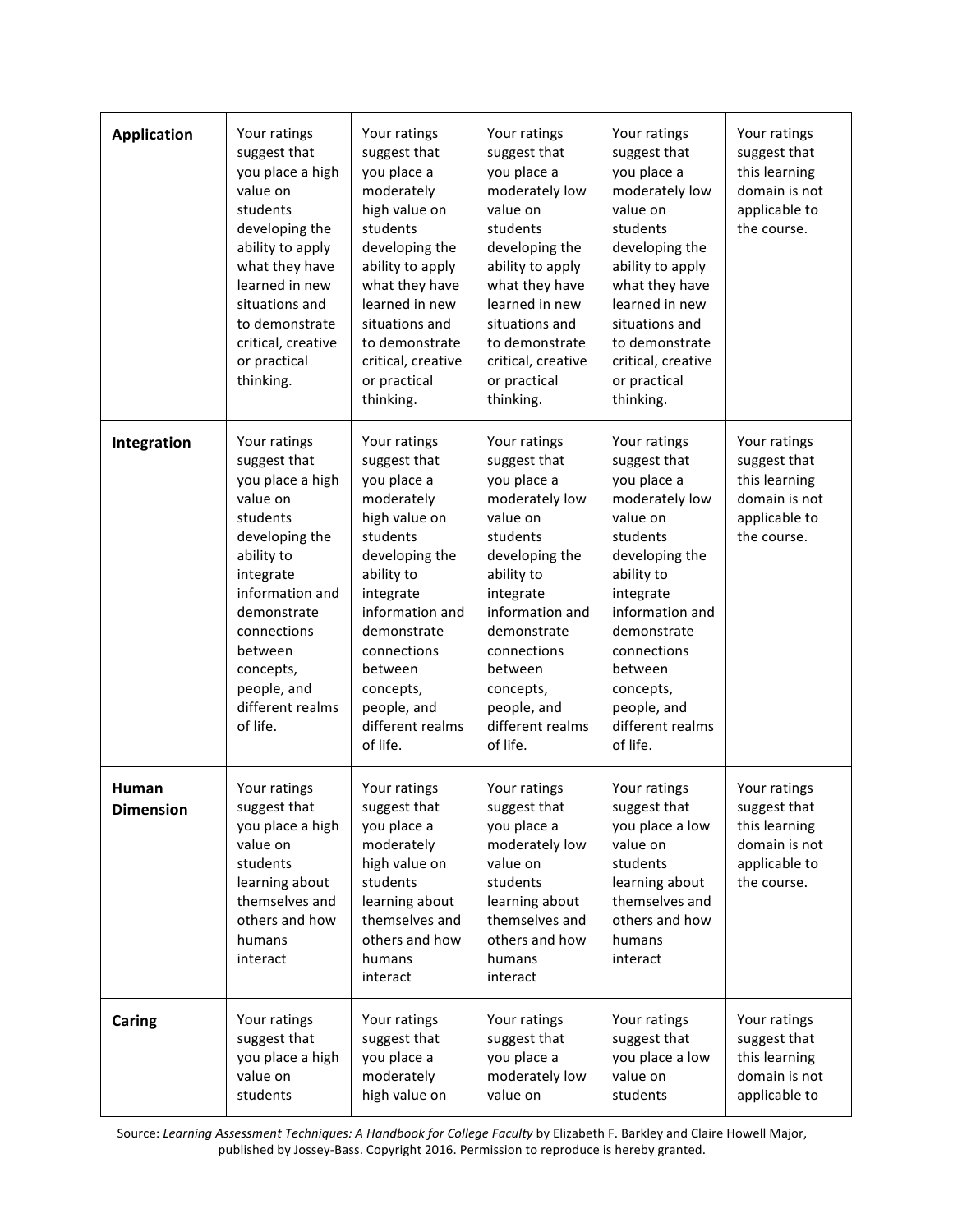| | | | | | |
|---|---|---|---|---|---|
| **Application** | Your ratings suggest that you place a high value on students developing the ability to apply what they have learned in new situations and to demonstrate critical, creative or practical thinking. | Your ratings suggest that you place a moderately high value on students developing the ability to apply what they have learned in new situations and to demonstrate critical, creative or practical thinking. | Your ratings suggest that you place a moderately low value on students developing the ability to apply what they have learned in new situations and to demonstrate critical, creative or practical thinking. | Your ratings suggest that you place a moderately low value on students developing the ability to apply what they have learned in new situations and to demonstrate critical, creative or practical thinking. | Your ratings suggest that this learning domain is not applicable to the course. |
| **Integration** | Your ratings suggest that you place a high value on students developing the ability to integrate information and demonstrate connections between concepts, people, and different realms of life. | Your ratings suggest that you place a moderately high value on students developing the ability to integrate information and demonstrate connections between concepts, people, and different realms of life. | Your ratings suggest that you place a moderately low value on students developing the ability to integrate information and demonstrate connections between concepts, people, and different realms of life. | Your ratings suggest that you place a moderately low value on students developing the ability to integrate information and demonstrate connections between concepts, people, and different realms of life. | Your ratings suggest that this learning domain is not applicable to the course. |
| **Human Dimension** | Your ratings suggest that you place a high value on students learning about themselves and others and how humans interact | Your ratings suggest that you place a moderately high value on students learning about themselves and others and how humans interact | Your ratings suggest that you place a moderately low value on students learning about themselves and others and how humans interact | Your ratings suggest that you place a low value on students learning about themselves and others and how humans interact | Your ratings suggest that this learning domain is not applicable to the course. |
| **Caring** | Your ratings suggest that you place a high value on students | Your ratings suggest that you place a moderately high value on | Your ratings suggest that you place a moderately low value on | Your ratings suggest that you place a low value on students | Your ratings suggest that this learning domain is not applicable to |

Source: *Learning Assessment Techniques: A Handbook for College Faculty* by Elizabeth F. Barkley and Claire Howell Major, published by Jossey-Bass. Copyright 2016. Permission to reproduce is hereby granted.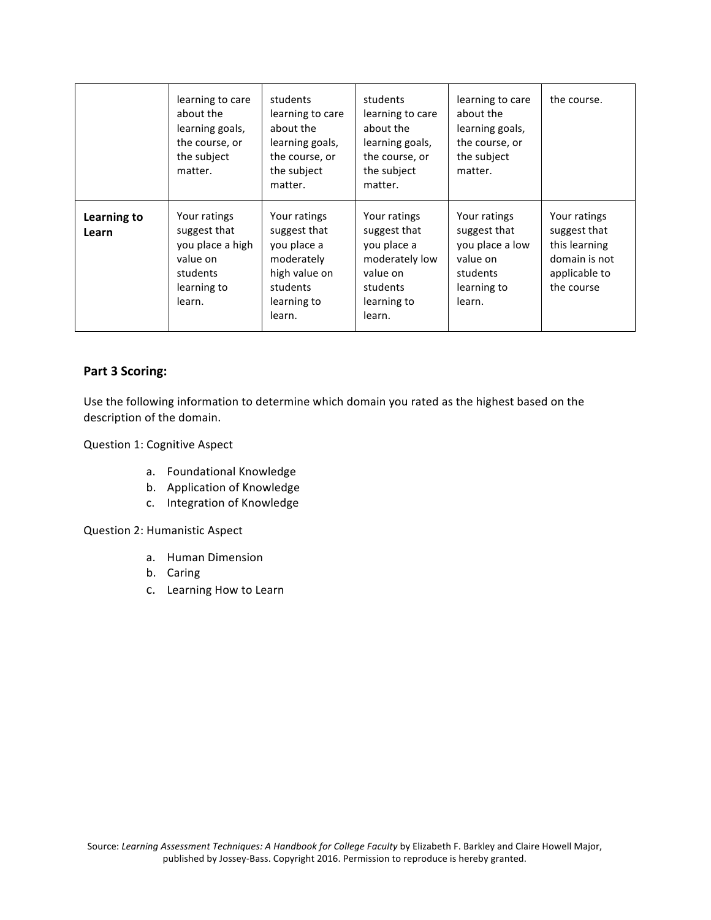| | | | | | |
|---|---|---|---|---|---|
| | learning to care about the learning goals, the course, or the subject matter. | students learning to care about the learning goals, the course, or the subject matter. | students learning to care about the learning goals, the course, or the subject matter. | learning to care about the learning goals, the course, or the subject matter. | the course. |
| **Learning to Learn** | Your ratings suggest that you place a high value on students learning to learn. | Your ratings suggest that you place a moderately high value on students learning to learn. | Your ratings suggest that you place a moderately low value on students learning to learn. | Your ratings suggest that you place a low value on students learning to learn. | Your ratings suggest that this learning domain is not applicable to the course |

**Part 3 Scoring:**

Use the following information to determine which domain you rated as the highest based on the description of the domain.

Question 1: Cognitive Aspect

a. Foundational Knowledge
b. Application of Knowledge
c. Integration of Knowledge

Question 2: Humanistic Aspect

a. Human Dimension
b. Caring
c. Learning How to Learn

Source: *Learning Assessment Techniques: A Handbook for College Faculty* by Elizabeth F. Barkley and Claire Howell Major, published by Jossey-Bass. Copyright 2016. Permission to reproduce is hereby granted.